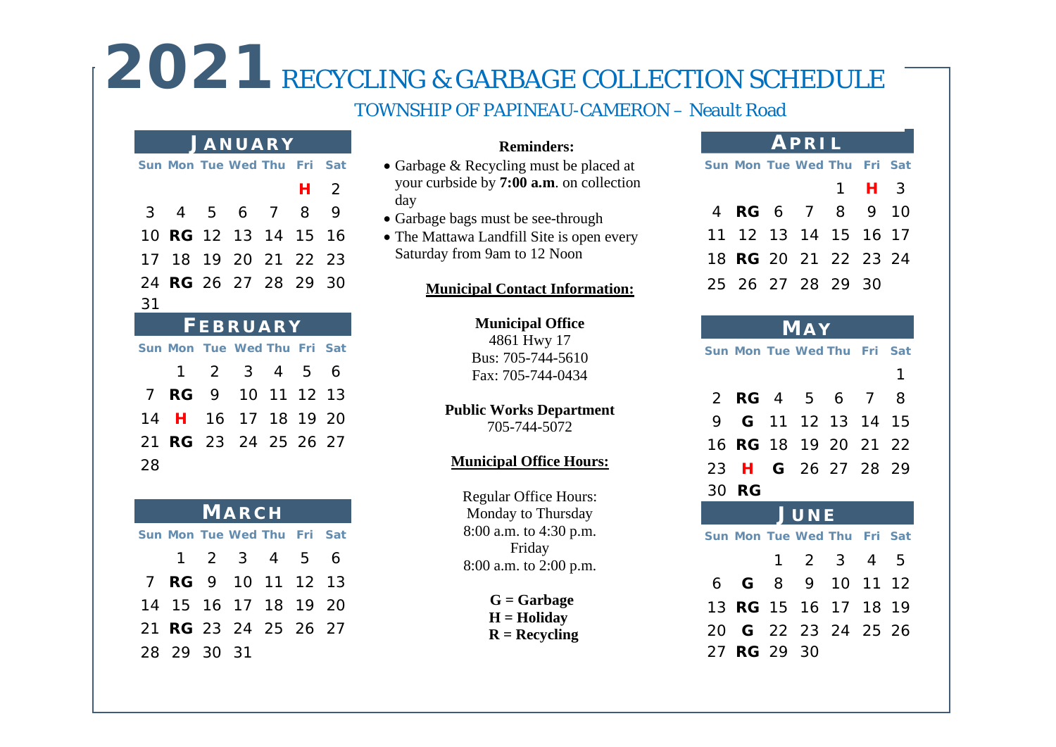# 2021 RECYCLING & GARBAGE COLLECTION SCHEDULE

## TOWNSHIP OF PAPINEAU-CAMERON – Neault Road

### JANUARY

| Sun | Mon | Tue | Wed | Thu | Fri | Sat |
|---|---|---|---|---|---|---|
| | | | | | H | 2 |
| 3 | 4 | 5 | 6 | 7 | 8 | 9 |
| 10 | RG | 12 | 13 | 14 | 15 | 16 |
| 17 | 18 | 19 | 20 | 21 | 22 | 23 |
| 24 | RG | 26 | 27 | 28 | 29 | 30 |
| 31 | | | | | | |

### FEBRUARY

| Sun | Mon | Tue | Wed | Thu | Fri | Sat |
|---|---|---|---|---|---|---|
| | 1 | 2 | 3 | 4 | 5 | 6 |
| 7 | RG | 9 | 10 | 11 | 12 | 13 |
| 14 | H | 16 | 17 | 18 | 19 | 20 |
| 21 | RG | 23 | 24 | 25 | 26 | 27 |
| 28 | | | | | | |

### MARCH

| Sun | Mon | Tue | Wed | Thu | Fri | Sat |
|---|---|---|---|---|---|---|
| | 1 | 2 | 3 | 4 | 5 | 6 |
| 7 | RG | 9 | 10 | 11 | 12 | 13 |
| 14 | 15 | 16 | 17 | 18 | 19 | 20 |
| 21 | RG | 23 | 24 | 25 | 26 | 27 |
| 28 | 29 | 30 | 31 | | | |

**Reminders:**

- Garbage & Recycling must be placed at your curbside by **7:00 a.m**. on collection day
- Garbage bags must be see-through
- The Mattawa Landfill Site is open every Saturday from 9am to 12 Noon

**Municipal Contact Information:**

**Municipal Office**
4861 Hwy 17
Bus: 705-744-5610
Fax: 705-744-0434

**Public Works Department**
705-744-5072

**Municipal Office Hours:**

Regular Office Hours:
Monday to Thursday
8:00 a.m. to 4:30 p.m.
Friday
8:00 a.m. to 2:00 p.m.

**G = Garbage**
**H = Holiday**
**R = Recycling**

### APRIL

| Sun | Mon | Tue | Wed | Thu | Fri | Sat |
|---|---|---|---|---|---|---|
| | | | | 1 | H | 3 |
| 4 | RG | 6 | 7 | 8 | 9 | 10 |
| 11 | 12 | 13 | 14 | 15 | 16 | 17 |
| 18 | RG | 20 | 21 | 22 | 23 | 24 |
| 25 | 26 | 27 | 28 | 29 | 30 | |

### MAY

| Sun | Mon | Tue | Wed | Thu | Fri | Sat |
|---|---|---|---|---|---|---|
| | | | | | | 1 |
| 2 | RG | 4 | 5 | 6 | 7 | 8 |
| 9 | G | 11 | 12 | 13 | 14 | 15 |
| 16 | RG | 18 | 19 | 20 | 21 | 22 |
| 23 | H | G | 26 | 27 | 28 | 29 |
| 30 | RG | | | | | |

### JUNE

| Sun | Mon | Tue | Wed | Thu | Fri | Sat |
|---|---|---|---|---|---|---|
| | | 1 | 2 | 3 | 4 | 5 |
| 6 | G | 8 | 9 | 10 | 11 | 12 |
| 13 | RG | 15 | 16 | 17 | 18 | 19 |
| 20 | G | 22 | 23 | 24 | 25 | 26 |
| 27 | RG | 29 | 30 | | | |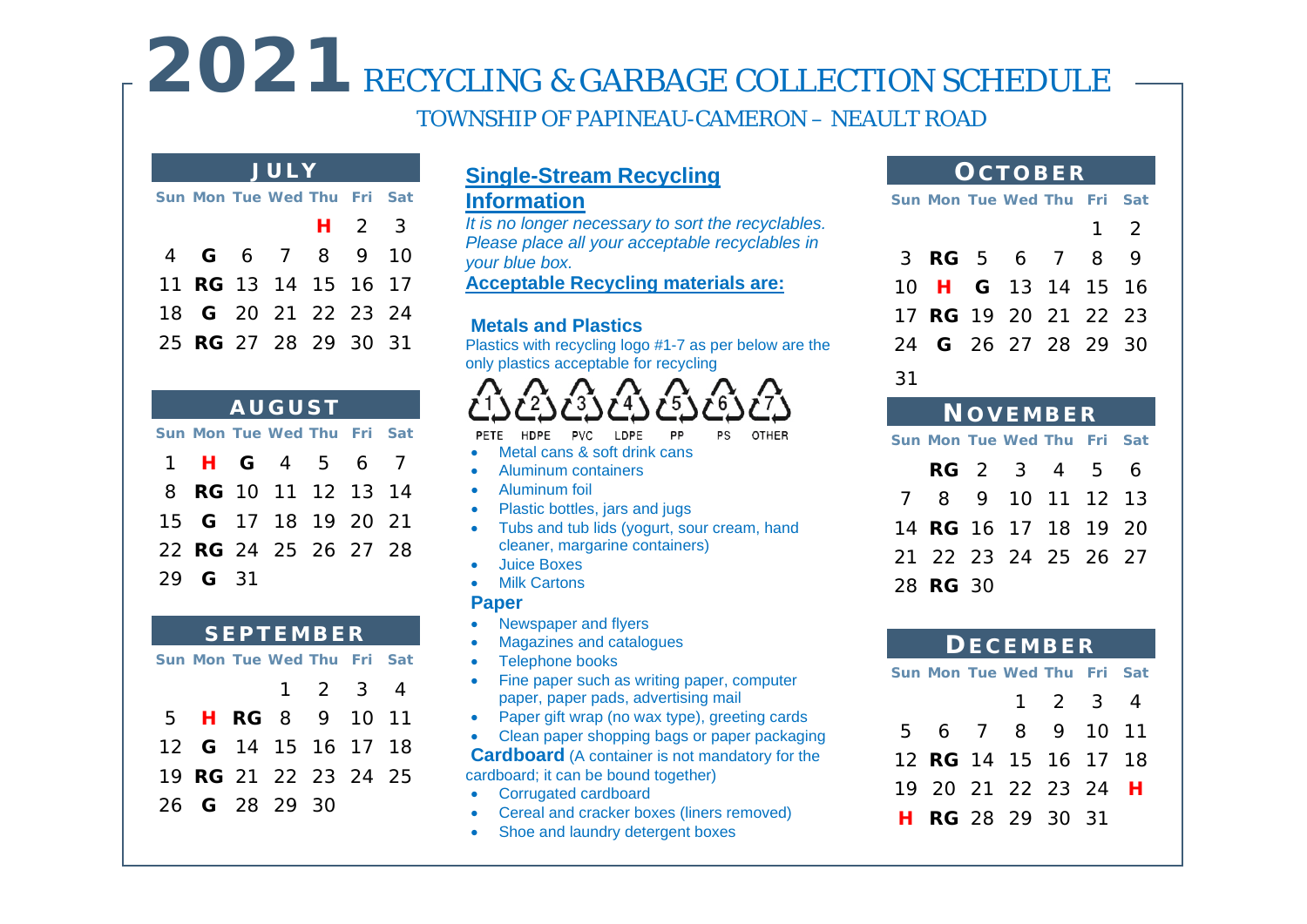# 2021 RECYCLING & GARBAGE COLLECTION SCHEDULE

## TOWNSHIP OF PAPINEAU-CAMERON – NEAULT ROAD

### JULY

| Sun | Mon | Tue | Wed | Thu | Fri | Sat |
|---|---|---|---|---|---|---|
| | | | | H | 2 | 3 |
| 4 | G | 6 | 7 | 8 | 9 | 10 |
| 11 | RG | 13 | 14 | 15 | 16 | 17 |
| 18 | G | 20 | 21 | 22 | 23 | 24 |
| 25 | RG | 27 | 28 | 29 | 30 | 31 |

### AUGUST

| Sun | Mon | Tue | Wed | Thu | Fri | Sat |
|---|---|---|---|---|---|---|
| 1 | H | G | 4 | 5 | 6 | 7 |
| 8 | RG | 10 | 11 | 12 | 13 | 14 |
| 15 | G | 17 | 18 | 19 | 20 | 21 |
| 22 | RG | 24 | 25 | 26 | 27 | 28 |
| 29 | G | 31 | | | | |

### SEPTEMBER

| Sun | Mon | Tue | Wed | Thu | Fri | Sat |
|---|---|---|---|---|---|---|
| | | | 1 | 2 | 3 | 4 |
| 5 | H | RG | 8 | 9 | 10 | 11 |
| 12 | G | 14 | 15 | 16 | 17 | 18 |
| 19 | RG | 21 | 22 | 23 | 24 | 25 |
| 26 | G | 28 | 29 | 30 | | |

## Single-Stream Recycling Information

*It is no longer necessary to sort the recyclables. Please place all your acceptable recyclables in your blue box.*

**Acceptable Recycling materials are:**

### Metals and Plastics

Plastics with recycling logo #1-7 as per below are the only plastics acceptable for recycling

1 PETE, 2 HDPE, 3 PVC, 4 LDPE, 5 PP, 6 PS, 7 OTHER

- Metal cans & soft drink cans
- Aluminum containers
- Aluminum foil
- Plastic bottles, jars and jugs
- Tubs and tub lids (yogurt, sour cream, hand cleaner, margarine containers)
- Juice Boxes
- Milk Cartons

### Paper

- Newspaper and flyers
- Magazines and catalogues
- Telephone books
- Fine paper such as writing paper, computer paper, paper pads, advertising mail
- Paper gift wrap (no wax type), greeting cards
- Clean paper shopping bags or paper packaging

**Cardboard** (A container is not mandatory for the cardboard; it can be bound together)

- Corrugated cardboard
- Cereal and cracker boxes (liners removed)
- Shoe and laundry detergent boxes

### OCTOBER

| Sun | Mon | Tue | Wed | Thu | Fri | Sat |
|---|---|---|---|---|---|---|
| | | | | | 1 | 2 |
| 3 | RG | 5 | 6 | 7 | 8 | 9 |
| 10 | H | G | 13 | 14 | 15 | 16 |
| 17 | RG | 19 | 20 | 21 | 22 | 23 |
| 24 | G | 26 | 27 | 28 | 29 | 30 |
| 31 | | | | | | |

### NOVEMBER

| Sun | Mon | Tue | Wed | Thu | Fri | Sat |
|---|---|---|---|---|---|---|
| | RG | 2 | 3 | 4 | 5 | 6 |
| 7 | 8 | 9 | 10 | 11 | 12 | 13 |
| 14 | RG | 16 | 17 | 18 | 19 | 20 |
| 21 | 22 | 23 | 24 | 25 | 26 | 27 |
| 28 | RG | 30 | | | | |

### DECEMBER

| Sun | Mon | Tue | Wed | Thu | Fri | Sat |
|---|---|---|---|---|---|---|
| | | | 1 | 2 | 3 | 4 |
| 5 | 6 | 7 | 8 | 9 | 10 | 11 |
| 12 | RG | 14 | 15 | 16 | 17 | 18 |
| 19 | 20 | 21 | 22 | 23 | 24 | H |
| H | RG | 28 | 29 | 30 | 31 | |